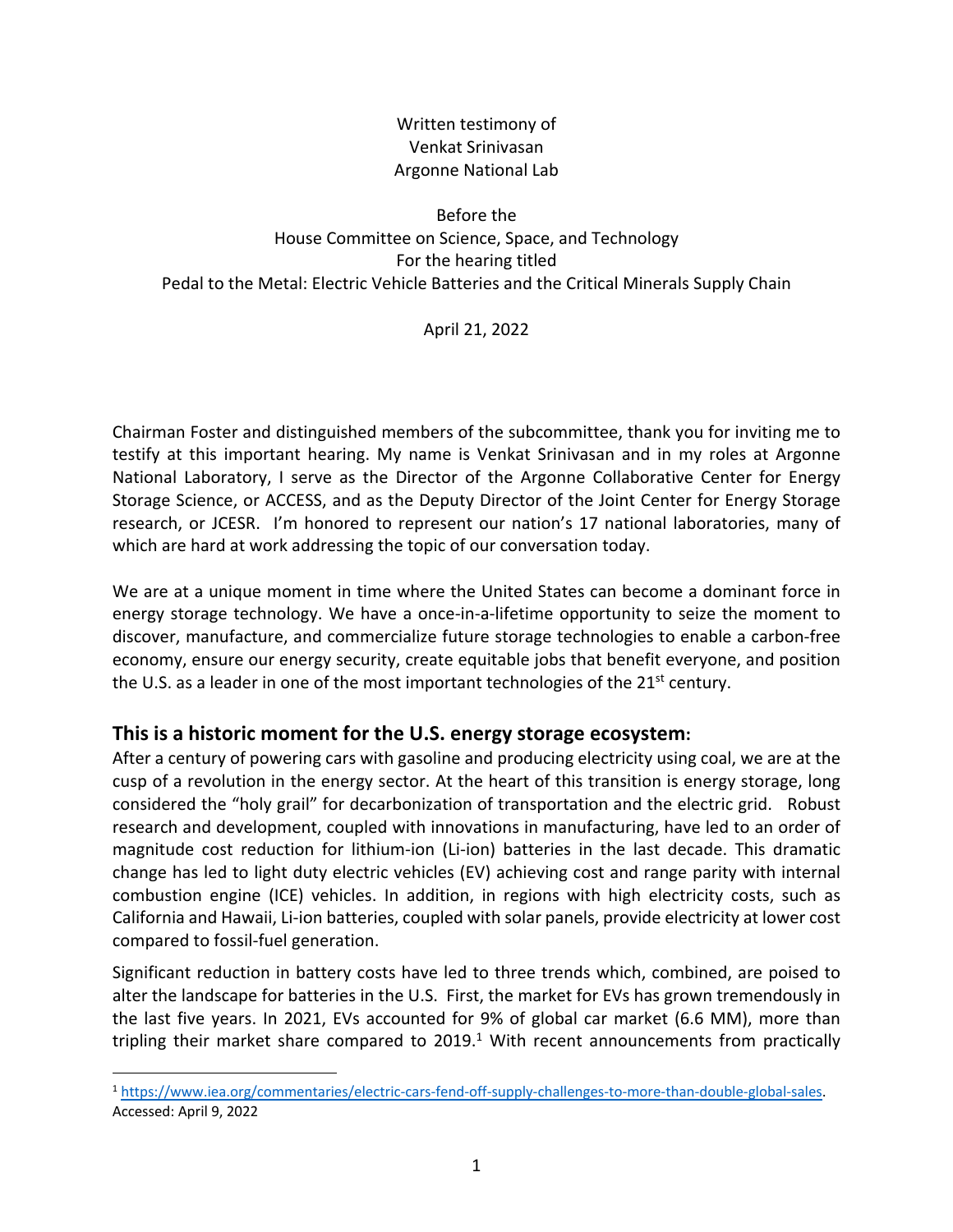Written testimony of
Venkat Srinivasan
Argonne National Lab

Before the
House Committee on Science, Space, and Technology
For the hearing titled
Pedal to the Metal: Electric Vehicle Batteries and the Critical Minerals Supply Chain

April 21, 2022

Chairman Foster and distinguished members of the subcommittee, thank you for inviting me to testify at this important hearing. My name is Venkat Srinivasan and in my roles at Argonne National Laboratory, I serve as the Director of the Argonne Collaborative Center for Energy Storage Science, or ACCESS, and as the Deputy Director of the Joint Center for Energy Storage research, or JCESR. I'm honored to represent our nation's 17 national laboratories, many of which are hard at work addressing the topic of our conversation today.

We are at a unique moment in time where the United States can become a dominant force in energy storage technology. We have a once-in-a-lifetime opportunity to seize the moment to discover, manufacture, and commercialize future storage technologies to enable a carbon-free economy, ensure our energy security, create equitable jobs that benefit everyone, and position the U.S. as a leader in one of the most important technologies of the 21st century.

## This is a historic moment for the U.S. energy storage ecosystem:

After a century of powering cars with gasoline and producing electricity using coal, we are at the cusp of a revolution in the energy sector. At the heart of this transition is energy storage, long considered the "holy grail" for decarbonization of transportation and the electric grid. Robust research and development, coupled with innovations in manufacturing, have led to an order of magnitude cost reduction for lithium-ion (Li-ion) batteries in the last decade. This dramatic change has led to light duty electric vehicles (EV) achieving cost and range parity with internal combustion engine (ICE) vehicles. In addition, in regions with high electricity costs, such as California and Hawaii, Li-ion batteries, coupled with solar panels, provide electricity at lower cost compared to fossil-fuel generation.

Significant reduction in battery costs have led to three trends which, combined, are poised to alter the landscape for batteries in the U.S. First, the market for EVs has grown tremendously in the last five years. In 2021, EVs accounted for 9% of global car market (6.6 MM), more than tripling their market share compared to 2019.[1] With recent announcements from practically

[1] https://www.iea.org/commentaries/electric-cars-fend-off-supply-challenges-to-more-than-double-global-sales. Accessed: April 9, 2022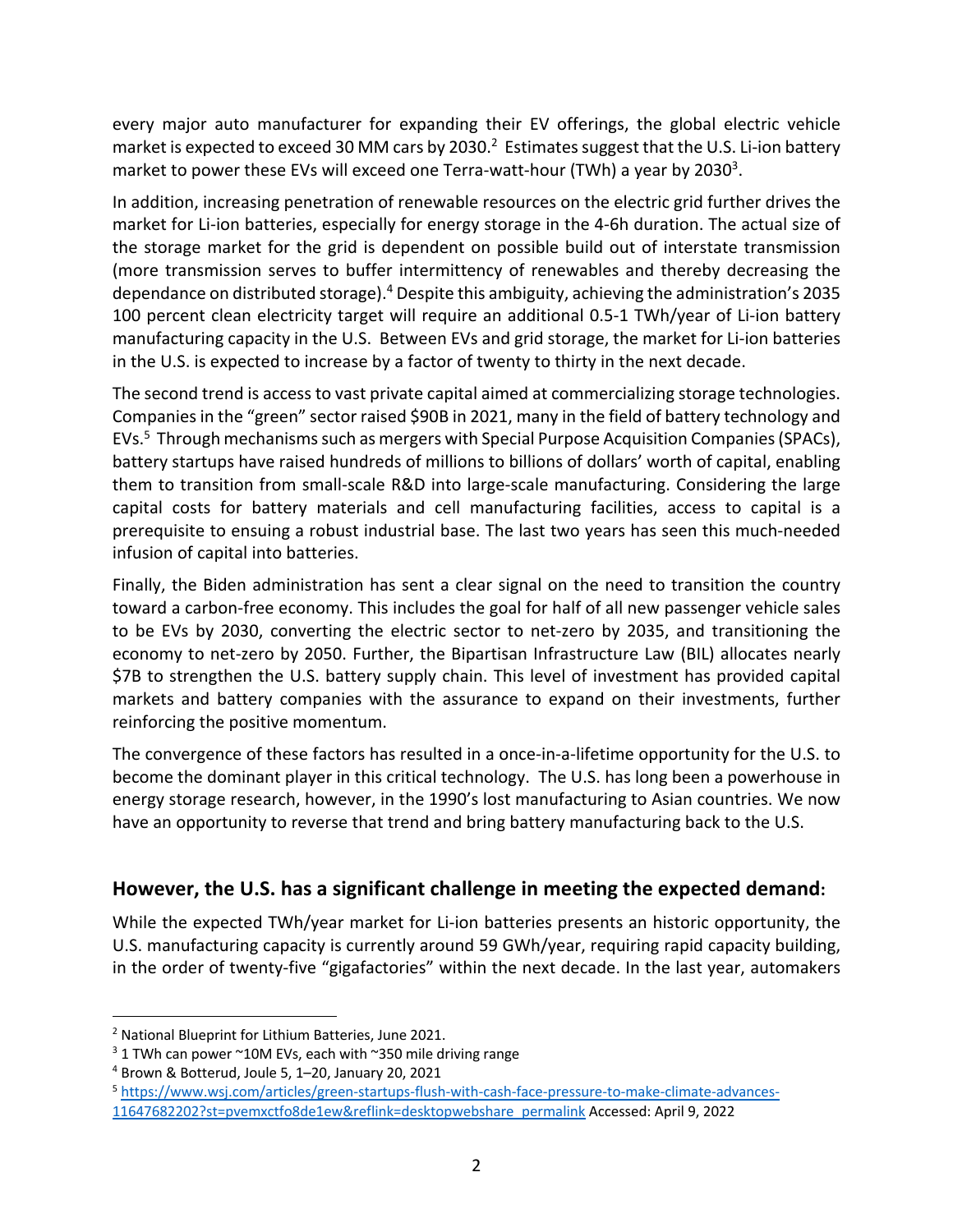every major auto manufacturer for expanding their EV offerings, the global electric vehicle market is expected to exceed 30 MM cars by 2030.[2] Estimates suggest that the U.S. Li-ion battery market to power these EVs will exceed one Terra-watt-hour (TWh) a year by 2030[3].

In addition, increasing penetration of renewable resources on the electric grid further drives the market for Li-ion batteries, especially for energy storage in the 4-6h duration. The actual size of the storage market for the grid is dependent on possible build out of interstate transmission (more transmission serves to buffer intermittency of renewables and thereby decreasing the dependance on distributed storage).[4] Despite this ambiguity, achieving the administration's 2035 100 percent clean electricity target will require an additional 0.5-1 TWh/year of Li-ion battery manufacturing capacity in the U.S. Between EVs and grid storage, the market for Li-ion batteries in the U.S. is expected to increase by a factor of twenty to thirty in the next decade.

The second trend is access to vast private capital aimed at commercializing storage technologies. Companies in the "green" sector raised $90B in 2021, many in the field of battery technology and EVs.[5] Through mechanisms such as mergers with Special Purpose Acquisition Companies (SPACs), battery startups have raised hundreds of millions to billions of dollars' worth of capital, enabling them to transition from small-scale R&D into large-scale manufacturing. Considering the large capital costs for battery materials and cell manufacturing facilities, access to capital is a prerequisite to ensuing a robust industrial base. The last two years has seen this much-needed infusion of capital into batteries.

Finally, the Biden administration has sent a clear signal on the need to transition the country toward a carbon-free economy. This includes the goal for half of all new passenger vehicle sales to be EVs by 2030, converting the electric sector to net-zero by 2035, and transitioning the economy to net-zero by 2050. Further, the Bipartisan Infrastructure Law (BIL) allocates nearly $7B to strengthen the U.S. battery supply chain. This level of investment has provided capital markets and battery companies with the assurance to expand on their investments, further reinforcing the positive momentum.

The convergence of these factors has resulted in a once-in-a-lifetime opportunity for the U.S. to become the dominant player in this critical technology. The U.S. has long been a powerhouse in energy storage research, however, in the 1990's lost manufacturing to Asian countries. We now have an opportunity to reverse that trend and bring battery manufacturing back to the U.S.

## However, the U.S. has a significant challenge in meeting the expected demand:

While the expected TWh/year market for Li-ion batteries presents an historic opportunity, the U.S. manufacturing capacity is currently around 59 GWh/year, requiring rapid capacity building, in the order of twenty-five "gigafactories" within the next decade. In the last year, automakers

---

[2] National Blueprint for Lithium Batteries, June 2021.

[3] 1 TWh can power ~10M EVs, each with ~350 mile driving range

[4] Brown & Botterud, Joule 5, 1–20, January 20, 2021

[5] https://www.wsj.com/articles/green-startups-flush-with-cash-face-pressure-to-make-climate-advances-11647682202?st=pvemxctfo8de1ew&reflink=desktopwebshare_permalink Accessed: April 9, 2022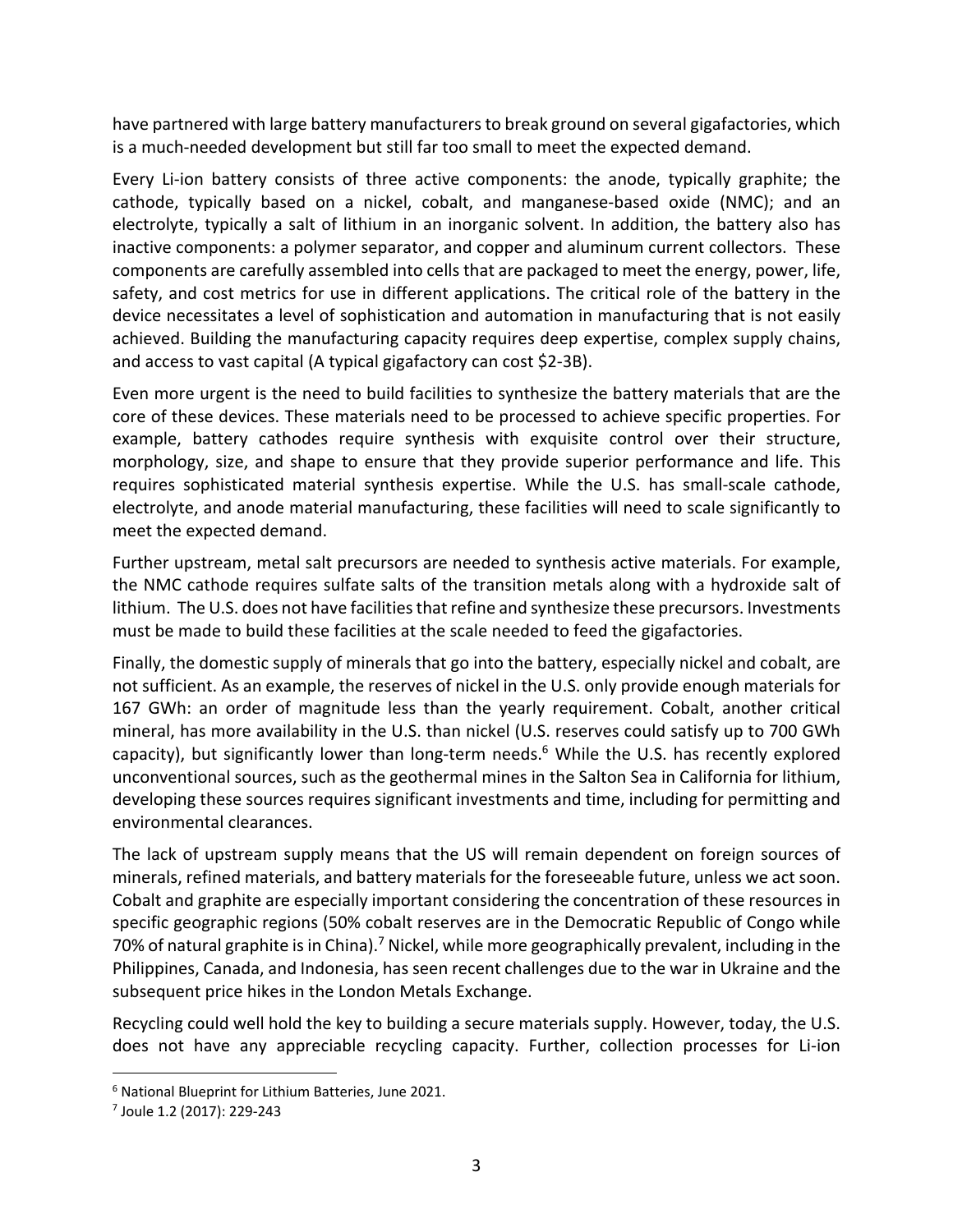have partnered with large battery manufacturers to break ground on several gigafactories, which is a much-needed development but still far too small to meet the expected demand.

Every Li-ion battery consists of three active components: the anode, typically graphite; the cathode, typically based on a nickel, cobalt, and manganese-based oxide (NMC); and an electrolyte, typically a salt of lithium in an inorganic solvent. In addition, the battery also has inactive components: a polymer separator, and copper and aluminum current collectors. These components are carefully assembled into cells that are packaged to meet the energy, power, life, safety, and cost metrics for use in different applications. The critical role of the battery in the device necessitates a level of sophistication and automation in manufacturing that is not easily achieved. Building the manufacturing capacity requires deep expertise, complex supply chains, and access to vast capital (A typical gigafactory can cost $2-3B).

Even more urgent is the need to build facilities to synthesize the battery materials that are the core of these devices. These materials need to be processed to achieve specific properties. For example, battery cathodes require synthesis with exquisite control over their structure, morphology, size, and shape to ensure that they provide superior performance and life. This requires sophisticated material synthesis expertise. While the U.S. has small-scale cathode, electrolyte, and anode material manufacturing, these facilities will need to scale significantly to meet the expected demand.

Further upstream, metal salt precursors are needed to synthesis active materials. For example, the NMC cathode requires sulfate salts of the transition metals along with a hydroxide salt of lithium. The U.S. does not have facilities that refine and synthesize these precursors. Investments must be made to build these facilities at the scale needed to feed the gigafactories.

Finally, the domestic supply of minerals that go into the battery, especially nickel and cobalt, are not sufficient. As an example, the reserves of nickel in the U.S. only provide enough materials for 167 GWh: an order of magnitude less than the yearly requirement. Cobalt, another critical mineral, has more availability in the U.S. than nickel (U.S. reserves could satisfy up to 700 GWh capacity), but significantly lower than long-term needs.[6] While the U.S. has recently explored unconventional sources, such as the geothermal mines in the Salton Sea in California for lithium, developing these sources requires significant investments and time, including for permitting and environmental clearances.

The lack of upstream supply means that the US will remain dependent on foreign sources of minerals, refined materials, and battery materials for the foreseeable future, unless we act soon. Cobalt and graphite are especially important considering the concentration of these resources in specific geographic regions (50% cobalt reserves are in the Democratic Republic of Congo while 70% of natural graphite is in China).[7] Nickel, while more geographically prevalent, including in the Philippines, Canada, and Indonesia, has seen recent challenges due to the war in Ukraine and the subsequent price hikes in the London Metals Exchange.

Recycling could well hold the key to building a secure materials supply. However, today, the U.S. does not have any appreciable recycling capacity. Further, collection processes for Li-ion

[6] National Blueprint for Lithium Batteries, June 2021.

[7] Joule 1.2 (2017): 229-243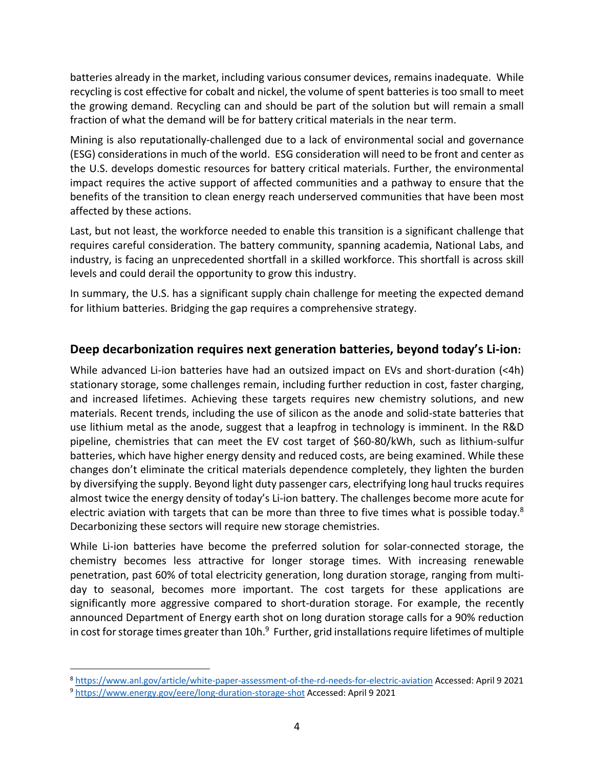batteries already in the market, including various consumer devices, remains inadequate. While recycling is cost effective for cobalt and nickel, the volume of spent batteries is too small to meet the growing demand. Recycling can and should be part of the solution but will remain a small fraction of what the demand will be for battery critical materials in the near term.

Mining is also reputationally-challenged due to a lack of environmental social and governance (ESG) considerations in much of the world. ESG consideration will need to be front and center as the U.S. develops domestic resources for battery critical materials. Further, the environmental impact requires the active support of affected communities and a pathway to ensure that the benefits of the transition to clean energy reach underserved communities that have been most affected by these actions.

Last, but not least, the workforce needed to enable this transition is a significant challenge that requires careful consideration. The battery community, spanning academia, National Labs, and industry, is facing an unprecedented shortfall in a skilled workforce. This shortfall is across skill levels and could derail the opportunity to grow this industry.

In summary, the U.S. has a significant supply chain challenge for meeting the expected demand for lithium batteries. Bridging the gap requires a comprehensive strategy.

## Deep decarbonization requires next generation batteries, beyond today's Li-ion:

While advanced Li-ion batteries have had an outsized impact on EVs and short-duration (<4h) stationary storage, some challenges remain, including further reduction in cost, faster charging, and increased lifetimes. Achieving these targets requires new chemistry solutions, and new materials. Recent trends, including the use of silicon as the anode and solid-state batteries that use lithium metal as the anode, suggest that a leapfrog in technology is imminent. In the R&D pipeline, chemistries that can meet the EV cost target of $60-80/kWh, such as lithium-sulfur batteries, which have higher energy density and reduced costs, are being examined. While these changes don't eliminate the critical materials dependence completely, they lighten the burden by diversifying the supply. Beyond light duty passenger cars, electrifying long haul trucks requires almost twice the energy density of today's Li-ion battery. The challenges become more acute for electric aviation with targets that can be more than three to five times what is possible today.[8] Decarbonizing these sectors will require new storage chemistries.

While Li-ion batteries have become the preferred solution for solar-connected storage, the chemistry becomes less attractive for longer storage times. With increasing renewable penetration, past 60% of total electricity generation, long duration storage, ranging from multi-day to seasonal, becomes more important. The cost targets for these applications are significantly more aggressive compared to short-duration storage. For example, the recently announced Department of Energy earth shot on long duration storage calls for a 90% reduction in cost for storage times greater than 10h.[9] Further, grid installations require lifetimes of multiple

[8] https://www.anl.gov/article/white-paper-assessment-of-the-rd-needs-for-electric-aviation Accessed: April 9 2021

[9] https://www.energy.gov/eere/long-duration-storage-shot Accessed: April 9 2021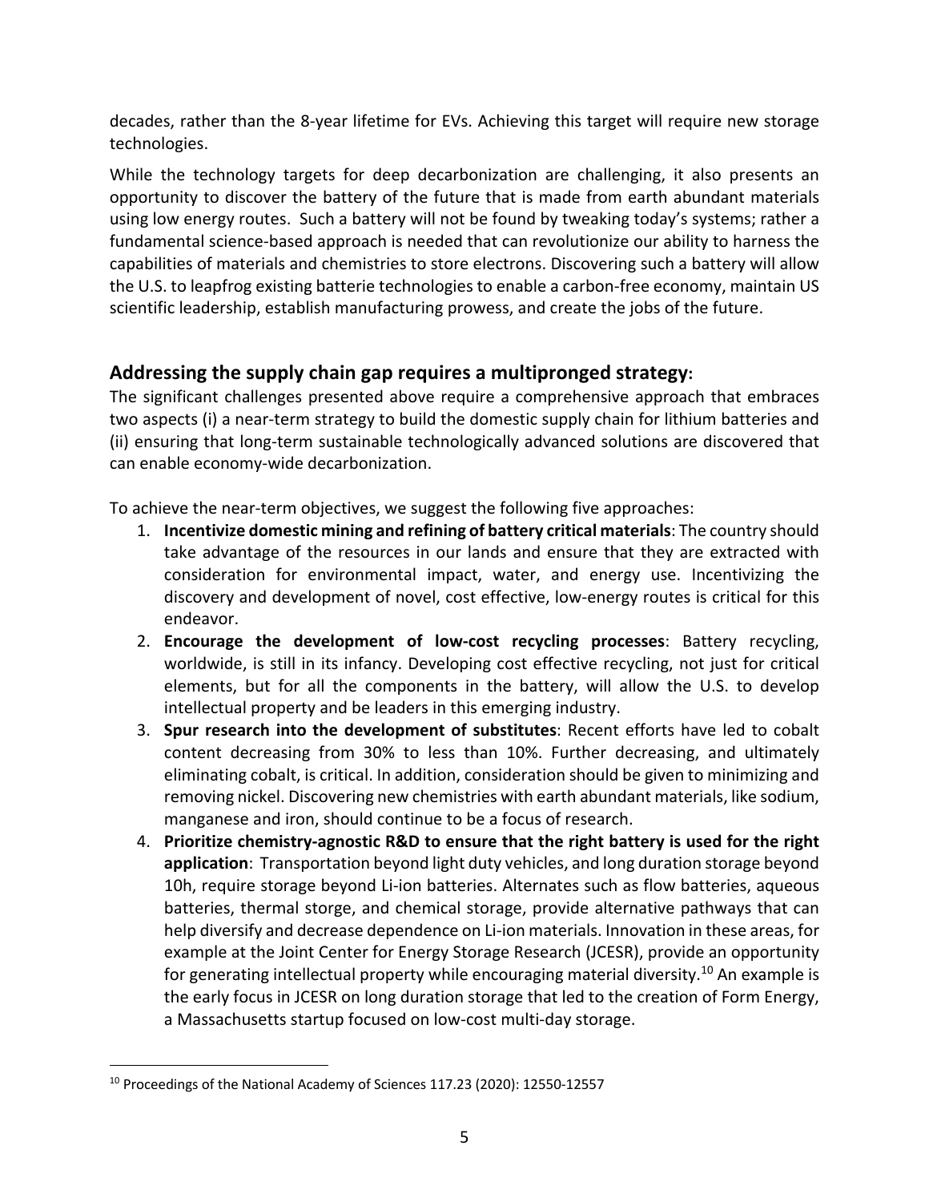decades, rather than the 8-year lifetime for EVs. Achieving this target will require new storage technologies.

While the technology targets for deep decarbonization are challenging, it also presents an opportunity to discover the battery of the future that is made from earth abundant materials using low energy routes. Such a battery will not be found by tweaking today's systems; rather a fundamental science-based approach is needed that can revolutionize our ability to harness the capabilities of materials and chemistries to store electrons. Discovering such a battery will allow the U.S. to leapfrog existing batterie technologies to enable a carbon-free economy, maintain US scientific leadership, establish manufacturing prowess, and create the jobs of the future.

## Addressing the supply chain gap requires a multipronged strategy:

The significant challenges presented above require a comprehensive approach that embraces two aspects (i) a near-term strategy to build the domestic supply chain for lithium batteries and (ii) ensuring that long-term sustainable technologically advanced solutions are discovered that can enable economy-wide decarbonization.

To achieve the near-term objectives, we suggest the following five approaches:

1. **Incentivize domestic mining and refining of battery critical materials**: The country should take advantage of the resources in our lands and ensure that they are extracted with consideration for environmental impact, water, and energy use. Incentivizing the discovery and development of novel, cost effective, low-energy routes is critical for this endeavor.
2. **Encourage the development of low-cost recycling processes**: Battery recycling, worldwide, is still in its infancy. Developing cost effective recycling, not just for critical elements, but for all the components in the battery, will allow the U.S. to develop intellectual property and be leaders in this emerging industry.
3. **Spur research into the development of substitutes**: Recent efforts have led to cobalt content decreasing from 30% to less than 10%. Further decreasing, and ultimately eliminating cobalt, is critical. In addition, consideration should be given to minimizing and removing nickel. Discovering new chemistries with earth abundant materials, like sodium, manganese and iron, should continue to be a focus of research.
4. **Prioritize chemistry-agnostic R&D to ensure that the right battery is used for the right application**: Transportation beyond light duty vehicles, and long duration storage beyond 10h, require storage beyond Li-ion batteries. Alternates such as flow batteries, aqueous batteries, thermal storge, and chemical storage, provide alternative pathways that can help diversify and decrease dependence on Li-ion materials. Innovation in these areas, for example at the Joint Center for Energy Storage Research (JCESR), provide an opportunity for generating intellectual property while encouraging material diversity.[10] An example is the early focus in JCESR on long duration storage that led to the creation of Form Energy, a Massachusetts startup focused on low-cost multi-day storage.

---

[10] Proceedings of the National Academy of Sciences 117.23 (2020): 12550-12557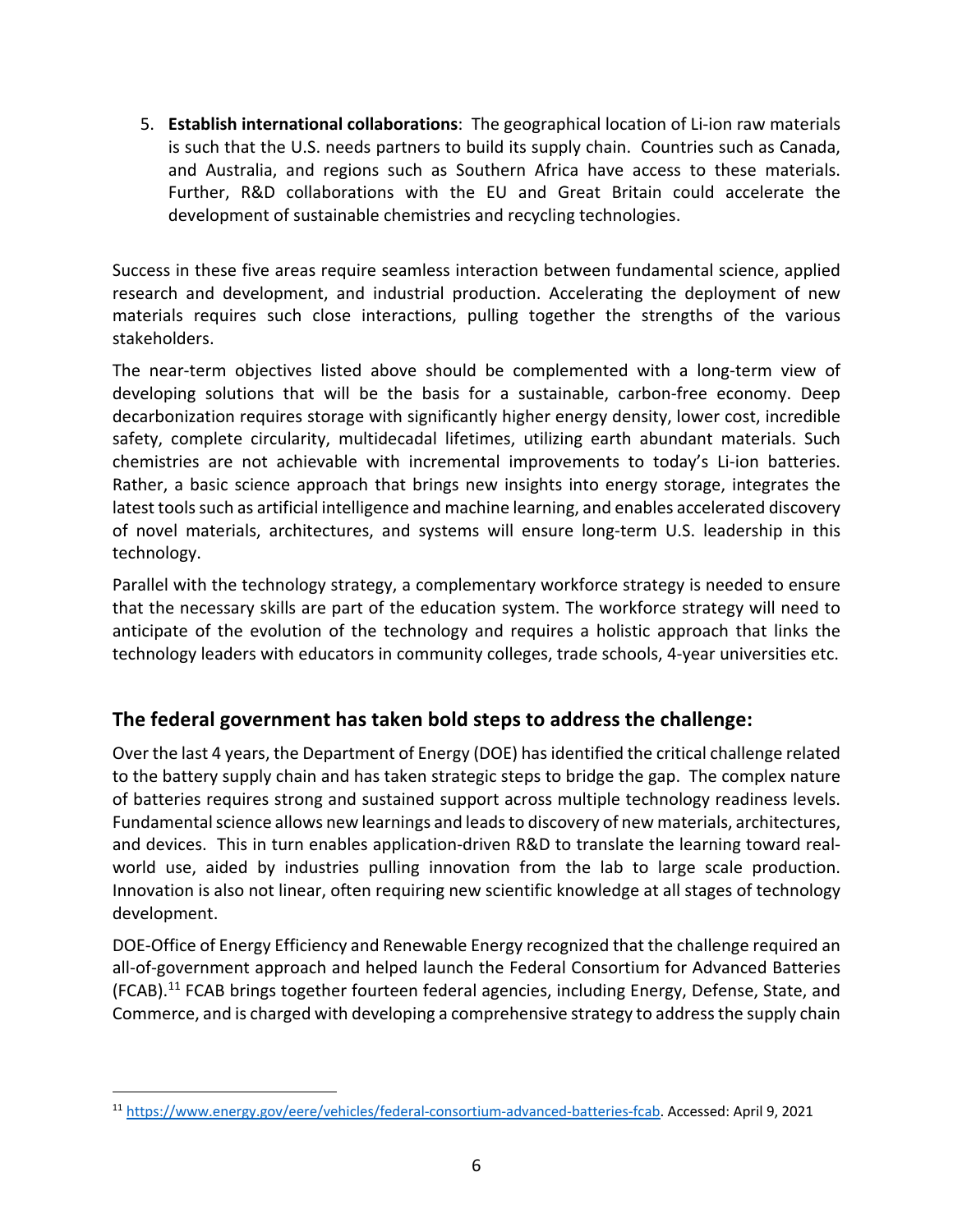5. **Establish international collaborations**: The geographical location of Li-ion raw materials is such that the U.S. needs partners to build its supply chain. Countries such as Canada, and Australia, and regions such as Southern Africa have access to these materials. Further, R&D collaborations with the EU and Great Britain could accelerate the development of sustainable chemistries and recycling technologies.

Success in these five areas require seamless interaction between fundamental science, applied research and development, and industrial production. Accelerating the deployment of new materials requires such close interactions, pulling together the strengths of the various stakeholders.

The near-term objectives listed above should be complemented with a long-term view of developing solutions that will be the basis for a sustainable, carbon-free economy. Deep decarbonization requires storage with significantly higher energy density, lower cost, incredible safety, complete circularity, multidecadal lifetimes, utilizing earth abundant materials. Such chemistries are not achievable with incremental improvements to today's Li-ion batteries. Rather, a basic science approach that brings new insights into energy storage, integrates the latest tools such as artificial intelligence and machine learning, and enables accelerated discovery of novel materials, architectures, and systems will ensure long-term U.S. leadership in this technology.

Parallel with the technology strategy, a complementary workforce strategy is needed to ensure that the necessary skills are part of the education system. The workforce strategy will need to anticipate of the evolution of the technology and requires a holistic approach that links the technology leaders with educators in community colleges, trade schools, 4-year universities etc.

## The federal government has taken bold steps to address the challenge:

Over the last 4 years, the Department of Energy (DOE) has identified the critical challenge related to the battery supply chain and has taken strategic steps to bridge the gap. The complex nature of batteries requires strong and sustained support across multiple technology readiness levels. Fundamental science allows new learnings and leads to discovery of new materials, architectures, and devices. This in turn enables application-driven R&D to translate the learning toward real-world use, aided by industries pulling innovation from the lab to large scale production. Innovation is also not linear, often requiring new scientific knowledge at all stages of technology development.

DOE-Office of Energy Efficiency and Renewable Energy recognized that the challenge required an all-of-government approach and helped launch the Federal Consortium for Advanced Batteries (FCAB).[11] FCAB brings together fourteen federal agencies, including Energy, Defense, State, and Commerce, and is charged with developing a comprehensive strategy to address the supply chain

[11] https://www.energy.gov/eere/vehicles/federal-consortium-advanced-batteries-fcab. Accessed: April 9, 2021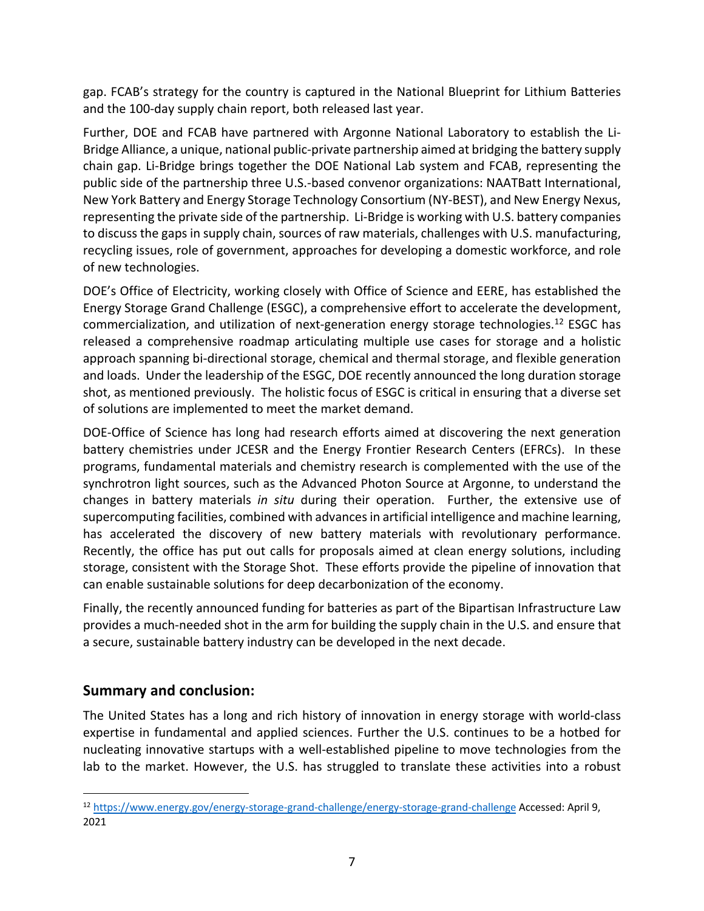gap. FCAB's strategy for the country is captured in the National Blueprint for Lithium Batteries and the 100-day supply chain report, both released last year.

Further, DOE and FCAB have partnered with Argonne National Laboratory to establish the Li-Bridge Alliance, a unique, national public-private partnership aimed at bridging the battery supply chain gap. Li-Bridge brings together the DOE National Lab system and FCAB, representing the public side of the partnership three U.S.-based convenor organizations: NAATBatt International, New York Battery and Energy Storage Technology Consortium (NY-BEST), and New Energy Nexus, representing the private side of the partnership. Li-Bridge is working with U.S. battery companies to discuss the gaps in supply chain, sources of raw materials, challenges with U.S. manufacturing, recycling issues, role of government, approaches for developing a domestic workforce, and role of new technologies.

DOE's Office of Electricity, working closely with Office of Science and EERE, has established the Energy Storage Grand Challenge (ESGC), a comprehensive effort to accelerate the development, commercialization, and utilization of next-generation energy storage technologies.[12] ESGC has released a comprehensive roadmap articulating multiple use cases for storage and a holistic approach spanning bi-directional storage, chemical and thermal storage, and flexible generation and loads. Under the leadership of the ESGC, DOE recently announced the long duration storage shot, as mentioned previously. The holistic focus of ESGC is critical in ensuring that a diverse set of solutions are implemented to meet the market demand.

DOE-Office of Science has long had research efforts aimed at discovering the next generation battery chemistries under JCESR and the Energy Frontier Research Centers (EFRCs). In these programs, fundamental materials and chemistry research is complemented with the use of the synchrotron light sources, such as the Advanced Photon Source at Argonne, to understand the changes in battery materials *in situ* during their operation. Further, the extensive use of supercomputing facilities, combined with advances in artificial intelligence and machine learning, has accelerated the discovery of new battery materials with revolutionary performance. Recently, the office has put out calls for proposals aimed at clean energy solutions, including storage, consistent with the Storage Shot. These efforts provide the pipeline of innovation that can enable sustainable solutions for deep decarbonization of the economy.

Finally, the recently announced funding for batteries as part of the Bipartisan Infrastructure Law provides a much-needed shot in the arm for building the supply chain in the U.S. and ensure that a secure, sustainable battery industry can be developed in the next decade.

## Summary and conclusion:

The United States has a long and rich history of innovation in energy storage with world-class expertise in fundamental and applied sciences. Further the U.S. continues to be a hotbed for nucleating innovative startups with a well-established pipeline to move technologies from the lab to the market. However, the U.S. has struggled to translate these activities into a robust

[12] https://www.energy.gov/energy-storage-grand-challenge/energy-storage-grand-challenge Accessed: April 9, 2021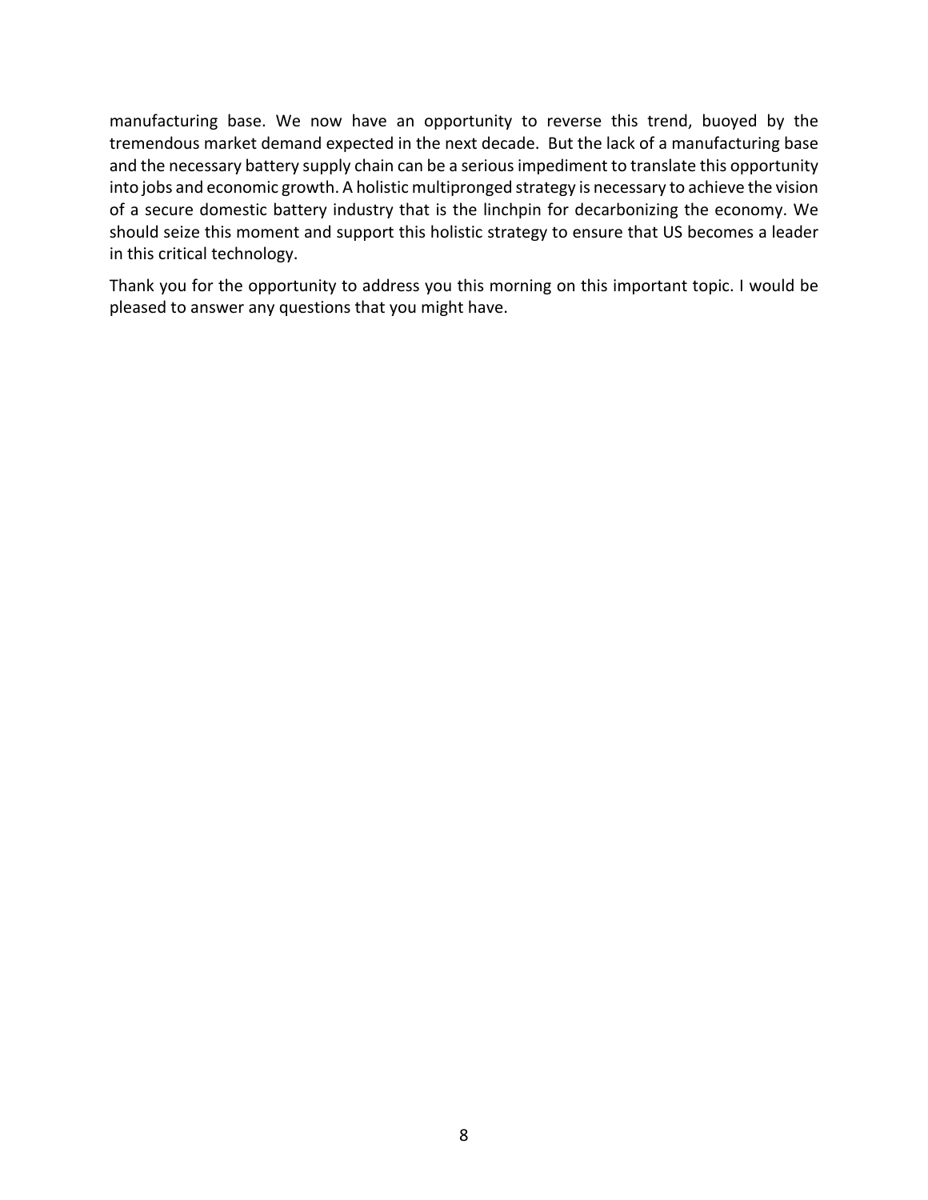manufacturing base. We now have an opportunity to reverse this trend, buoyed by the tremendous market demand expected in the next decade. But the lack of a manufacturing base and the necessary battery supply chain can be a serious impediment to translate this opportunity into jobs and economic growth. A holistic multipronged strategy is necessary to achieve the vision of a secure domestic battery industry that is the linchpin for decarbonizing the economy. We should seize this moment and support this holistic strategy to ensure that US becomes a leader in this critical technology.

Thank you for the opportunity to address you this morning on this important topic. I would be pleased to answer any questions that you might have.